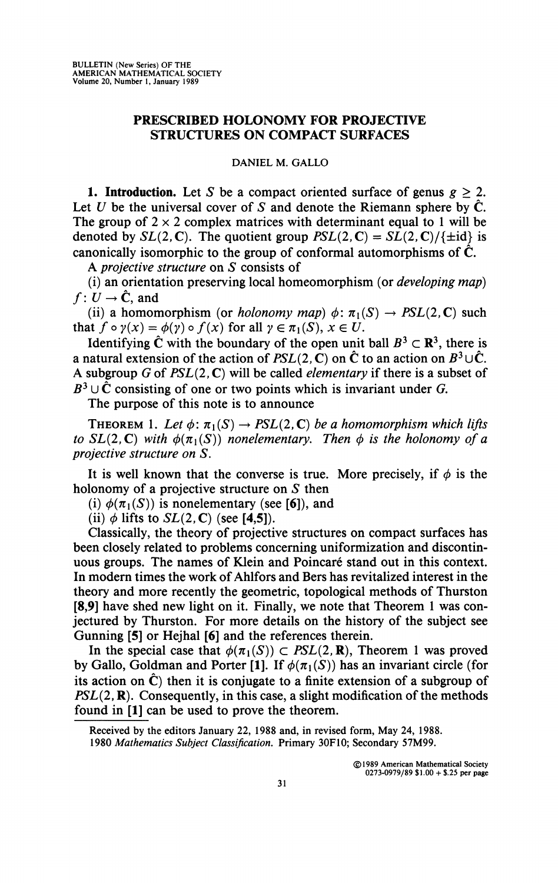# PRESCRIBED HOLONOMY FOR PROJECTIVE STRUCTURES ON COMPACT SURFACES

DANIEL M. GALLO

**1. Introduction.** Let $S$ be a compact oriented surface of genus $g \geq 2$. Let $U$ be the universal cover of $S$ and denote the Riemann sphere by $\hat{\mathbf{C}}$. The group of $2 \times 2$ complex matrices with determinant equal to 1 will be denoted by $SL(2, \mathbf{C})$. The quotient group $PSL(2, \mathbf{C}) = SL(2, \mathbf{C})/\{\pm \mathrm{id}\}$ is canonically isomorphic to the group of conformal automorphisms of $\hat{\mathbf{C}}$.

A *projective structure* on $S$ consists of

(i) an orientation preserving local homeomorphism (or *developing map*) $f: U \to \hat{\mathbf{C}}$, and

(ii) a homomorphism (or *holonomy map*) $\phi: \pi_1(S) \to PSL(2, \mathbf{C})$ such that $f \circ \gamma(x) = \phi(\gamma) \circ f(x)$ for all $\gamma \in \pi_1(S)$, $x \in U$.

Identifying $\hat{\mathbf{C}}$ with the boundary of the open unit ball $B^3 \subset \mathbf{R}^3$, there is a natural extension of the action of $PSL(2, \mathbf{C})$ on $\hat{\mathbf{C}}$ to an action on $B^3 \cup \hat{\mathbf{C}}$. A subgroup $G$ of $PSL(2, \mathbf{C})$ will be called *elementary* if there is a subset of $B^3 \cup \hat{\mathbf{C}}$ consisting of one or two points which is invariant under $G$.

The purpose of this note is to announce

THEOREM 1. *Let $\phi: \pi_1(S) \to PSL(2, \mathbf{C})$ be a homomorphism which lifts to $SL(2, \mathbf{C})$ with $\phi(\pi_1(S))$ nonelementary. Then $\phi$ is the holonomy of a projective structure on $S$.*

It is well known that the converse is true. More precisely, if $\phi$ is the holonomy of a projective structure on $S$ then

(i) $\phi(\pi_1(S))$ is nonelementary (see **[6]**), and

(ii) $\phi$ lifts to $SL(2, \mathbf{C})$ (see **[4,5]**).

Classically, the theory of projective structures on compact surfaces has been closely related to problems concerning uniformization and discontinuous groups. The names of Klein and Poincaré stand out in this context. In modern times the work of Ahlfors and Bers has revitalized interest in the theory and more recently the geometric, topological methods of Thurston **[8,9]** have shed new light on it. Finally, we note that Theorem 1 was conjectured by Thurston. For more details on the history of the subject see Gunning **[5]** or Hejhal **[6]** and the references therein.

In the special case that $\phi(\pi_1(S)) \subset PSL(2, \mathbf{R})$, Theorem 1 was proved by Gallo, Goldman and Porter **[1]**. If $\phi(\pi_1(S))$ has an invariant circle (for its action on $\hat{\mathbf{C}}$) then it is conjugate to a finite extension of a subgroup of $PSL(2, \mathbf{R})$. Consequently, in this case, a slight modification of the methods found in **[1]** can be used to prove the theorem.

Received by the editors January 22, 1988 and, in revised form, May 24, 1988.

1980 *Mathematics Subject Classification*. Primary 30F10; Secondary 57M99.

©1989 American Mathematical Society
0273-0979/89 \$1.00 + \$.25 per page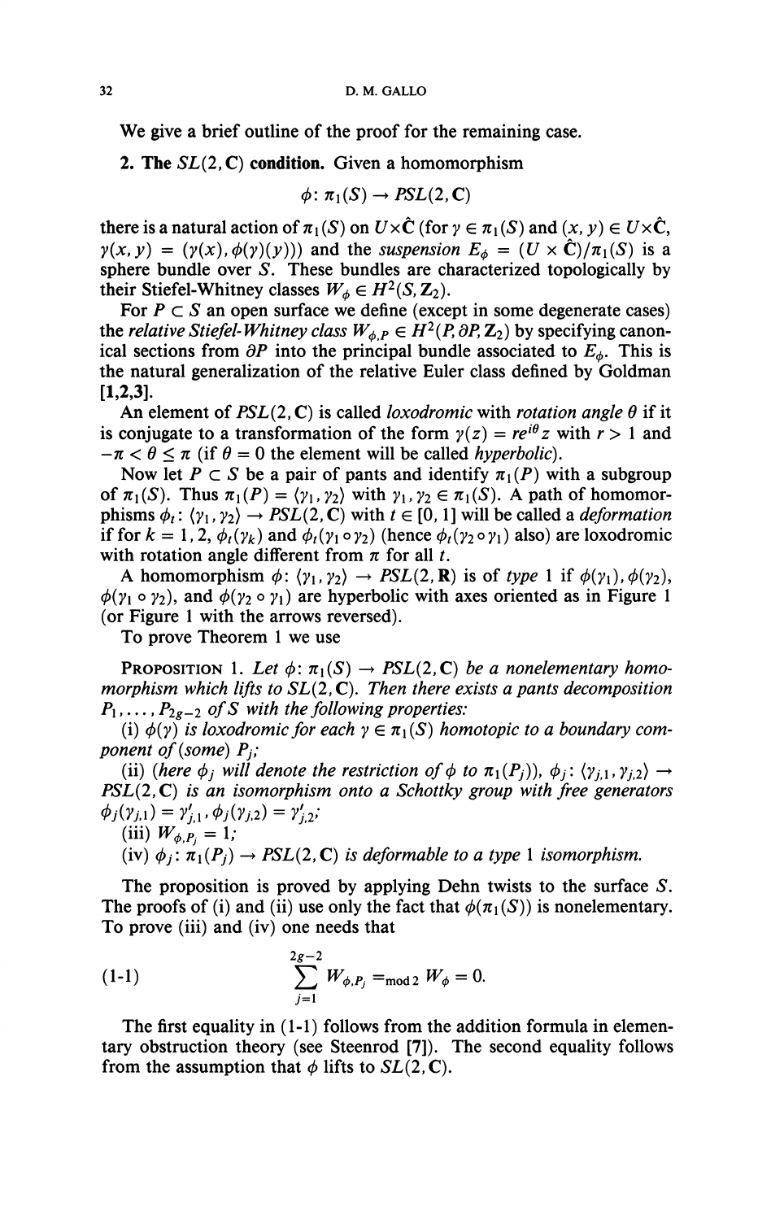We give a brief outline of the proof for the remaining case.

**2. The $SL(2, \mathbf{C})$ condition.** Given a homomorphism

$$\phi: \pi_1(S) \to PSL(2, \mathbf{C})$$

there is a natural action of $\pi_1(S)$ on $U \times \hat{\mathbf{C}}$ (for $\gamma \in \pi_1(S)$ and $(x, y) \in U \times \hat{\mathbf{C}}$, $\gamma(x, y) = (\gamma(x), \phi(\gamma)(y)))$ and the *suspension* $E_\phi = (U \times \hat{\mathbf{C}})/\pi_1(S)$ is a sphere bundle over $S$. These bundles are characterized topologically by their Stiefel-Whitney classes $W_\phi \in H^2(S, \mathbf{Z}_2)$.

For $P \subset S$ an open surface we define (except in some degenerate cases) the *relative Stiefel-Whitney class* $W_{\phi,P} \in H^2(P, \partial P, \mathbf{Z}_2)$ by specifying canonical sections from $\partial P$ into the principal bundle associated to $E_\phi$. This is the natural generalization of the relative Euler class defined by Goldman **[1,2,3]**.

An element of $PSL(2, \mathbf{C})$ is called *loxodromic* with *rotation angle* $\theta$ if it is conjugate to a transformation of the form $\gamma(z) = re^{i\theta}z$ with $r > 1$ and $-\pi < \theta \leq \pi$ (if $\theta = 0$ the element will be called *hyperbolic*).

Now let $P \subset S$ be a pair of pants and identify $\pi_1(P)$ with a subgroup of $\pi_1(S)$. Thus $\pi_1(P) = \langle \gamma_1, \gamma_2 \rangle$ with $\gamma_1, \gamma_2 \in \pi_1(S)$. A path of homomorphisms $\phi_t: \langle \gamma_1, \gamma_2 \rangle \to PSL(2, \mathbf{C})$ with $t \in [0, 1]$ will be called a *deformation* if for $k = 1, 2$, $\phi_t(\gamma_k)$ and $\phi_t(\gamma_1 \circ \gamma_2)$ (hence $\phi_t(\gamma_2 \circ \gamma_1)$ also) are loxodromic with rotation angle different from $\pi$ for all $t$.

A homomorphism $\phi: \langle \gamma_1, \gamma_2 \rangle \to PSL(2, \mathbf{R})$ is of *type* 1 if $\phi(\gamma_1), \phi(\gamma_2)$, $\phi(\gamma_1 \circ \gamma_2)$, and $\phi(\gamma_2 \circ \gamma_1)$ are hyperbolic with axes oriented as in Figure 1 (or Figure 1 with the arrows reversed).

To prove Theorem 1 we use

Proposition 1. *Let $\phi: \pi_1(S) \to PSL(2, \mathbf{C})$ be a nonelementary homomorphism which lifts to $SL(2, \mathbf{C})$. Then there exists a pants decomposition $P_1, \ldots, P_{2g-2}$ of $S$ with the following properties:*

*(i) $\phi(\gamma)$ is loxodromic for each $\gamma \in \pi_1(S)$ homotopic to a boundary component of (some) $P_j$;*

*(ii) (here $\phi_j$ will denote the restriction of $\phi$ to $\pi_1(P_j)$), $\phi_j: \langle \gamma_{j,1}, \gamma_{j,2} \rangle \to PSL(2, \mathbf{C})$ is an isomorphism onto a Schottky group with free generators $\phi_j(\gamma_{j,1}) = \gamma'_{j,1}, \phi_j(\gamma_{j,2}) = \gamma'_{j,2}$;*

*(iii) $W_{\phi,P_j} = 1$;*

*(iv) $\phi_j: \pi_1(P_j) \to PSL(2, \mathbf{C})$ is deformable to a type 1 isomorphism.*

The proposition is proved by applying Dehn twists to the surface $S$. The proofs of (i) and (ii) use only the fact that $\phi(\pi_1(S))$ is nonelementary. To prove (iii) and (iv) one needs that

$$\sum_{j=1}^{2g-2} W_{\phi,P_j} =_{\text{mod } 2} W_\phi = 0. \tag{1-1}$$

The first equality in (1-1) follows from the addition formula in elementary obstruction theory (see Steenrod **[7]**). The second equality follows from the assumption that $\phi$ lifts to $SL(2, \mathbf{C})$.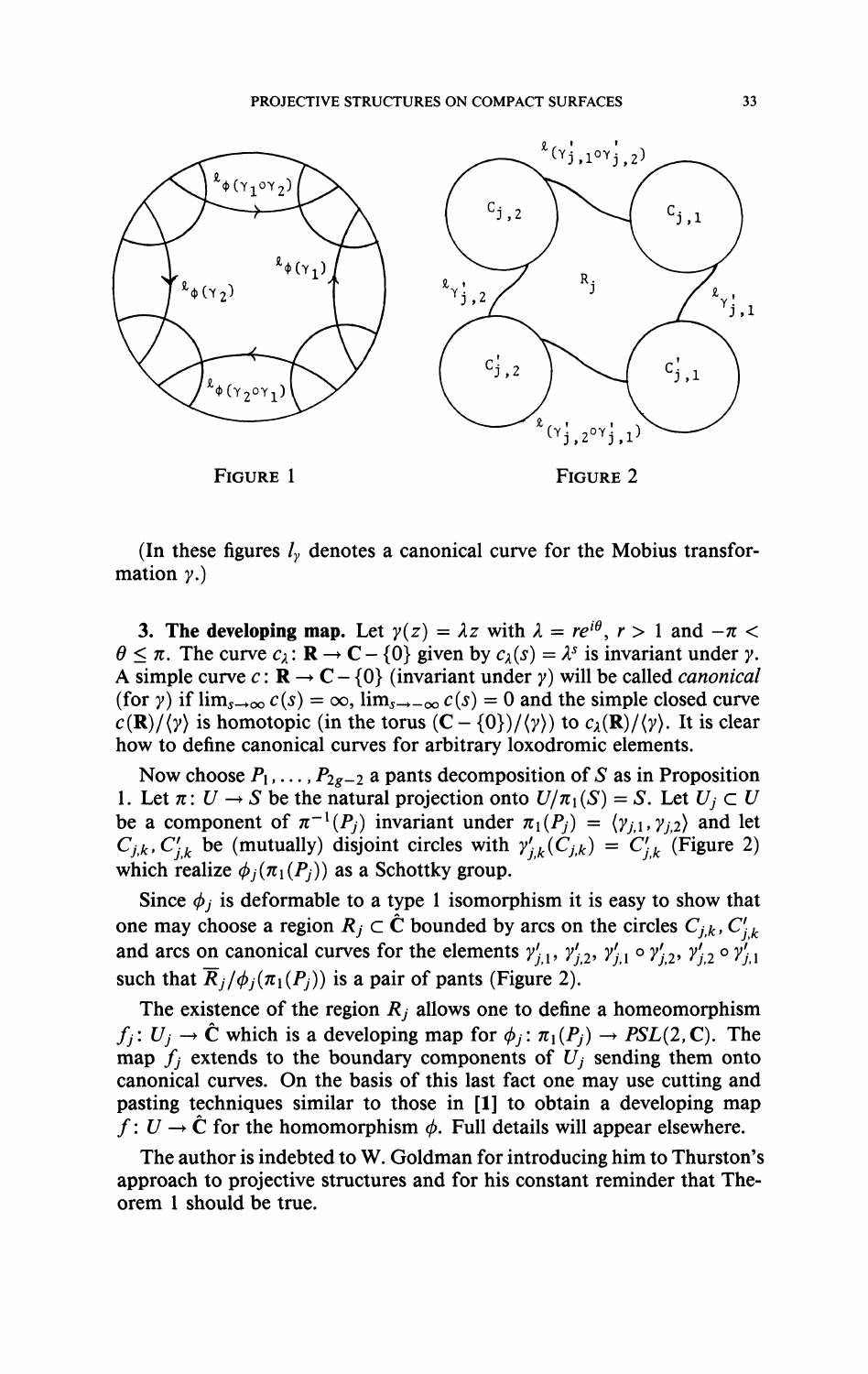FIGURE 1

FIGURE 2

(In these figures $l_\gamma$ denotes a canonical curve for the Mobius transformation $\gamma$.)

**3. The developing map.** Let $\gamma(z) = \lambda z$ with $\lambda = re^{i\theta}$, $r > 1$ and $-\pi < \theta \leq \pi$. The curve $c_\lambda: \mathbf{R} \to \mathbf{C} - \{0\}$ given by $c_\lambda(s) = \lambda^s$ is invariant under $\gamma$. A simple curve $c: \mathbf{R} \to \mathbf{C} - \{0\}$ (invariant under $\gamma$) will be called *canonical* (for $\gamma$) if $\lim_{s\to\infty} c(s) = \infty$, $\lim_{s\to-\infty} c(s) = 0$ and the simple closed curve $c(\mathbf{R})/\langle\gamma\rangle$ is homotopic (in the torus $(\mathbf{C} - \{0\})/\langle\gamma\rangle$) to $c_\lambda(\mathbf{R})/\langle\gamma\rangle$. It is clear how to define canonical curves for arbitrary loxodromic elements.

Now choose $P_1, \ldots, P_{2g-2}$ a pants decomposition of $S$ as in Proposition 1. Let $\pi: U \to S$ be the natural projection onto $U/\pi_1(S) = S$. Let $U_j \subset U$ be a component of $\pi^{-1}(P_j)$ invariant under $\pi_1(P_j) = \langle\gamma_{j,1}, \gamma_{j,2}\rangle$ and let $C_{j,k}, C'_{j,k}$ be (mutually) disjoint circles with $\gamma'_{j,k}(C_{j,k}) = C'_{j,k}$ (Figure 2) which realize $\phi_j(\pi_1(P_j))$ as a Schottky group.

Since $\phi_j$ is deformable to a type 1 isomorphism it is easy to show that one may choose a region $R_j \subset \hat{\mathbf{C}}$ bounded by arcs on the circles $C_{j,k}, C'_{j,k}$ and arcs on canonical curves for the elements $\gamma'_{j,1}, \gamma'_{j,2}, \gamma'_{j,1} \circ \gamma'_{j,2}, \gamma'_{j,2} \circ \gamma'_{j,1}$ such that $\overline{R}_j/\phi_j(\pi_1(P_j))$ is a pair of pants (Figure 2).

The existence of the region $R_j$ allows one to define a homeomorphism $f_j: U_j \to \hat{\mathbf{C}}$ which is a developing map for $\phi_j: \pi_1(P_j) \to PSL(2, \mathbf{C})$. The map $f_j$ extends to the boundary components of $U_j$ sending them onto canonical curves. On the basis of this last fact one may use cutting and pasting techniques similar to those in [1] to obtain a developing map $f: U \to \hat{\mathbf{C}}$ for the homomorphism $\phi$. Full details will appear elsewhere.

The author is indebted to W. Goldman for introducing him to Thurston's approach to projective structures and for his constant reminder that Theorem 1 should be true.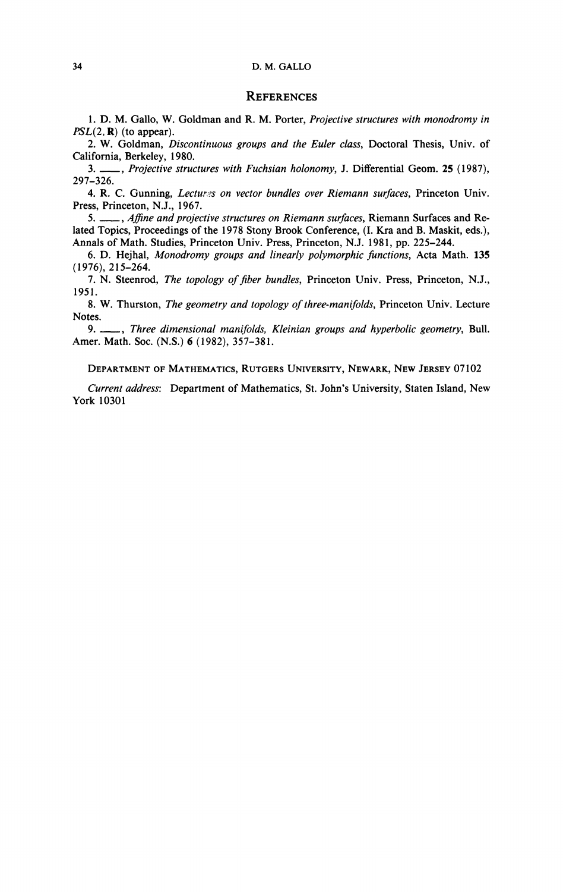## References

1. D. M. Gallo, W. Goldman and R. M. Porter, *Projective structures with monodromy in* $PSL(2, \mathbf{R})$ (to appear).

2. W. Goldman, *Discontinuous groups and the Euler class*, Doctoral Thesis, Univ. of California, Berkeley, 1980.

3. ——, *Projective structures with Fuchsian holonomy*, J. Differential Geom. **25** (1987), 297–326.

4. R. C. Gunning, *Lectures on vector bundles over Riemann surfaces*, Princeton Univ. Press, Princeton, N.J., 1967.

5. ——, *Affine and projective structures on Riemann surfaces*, Riemann Surfaces and Related Topics, Proceedings of the 1978 Stony Brook Conference, (I. Kra and B. Maskit, eds.), Annals of Math. Studies, Princeton Univ. Press, Princeton, N.J. 1981, pp. 225–244.

6. D. Hejhal, *Monodromy groups and linearly polymorphic functions*, Acta Math. **135** (1976), 215–264.

7. N. Steenrod, *The topology of fiber bundles*, Princeton Univ. Press, Princeton, N.J., 1951.

8. W. Thurston, *The geometry and topology of three-manifolds*, Princeton Univ. Lecture Notes.

9. ——, *Three dimensional manifolds, Kleinian groups and hyperbolic geometry*, Bull. Amer. Math. Soc. (N.S.) **6** (1982), 357–381.

Department of Mathematics, Rutgers University, Newark, New Jersey 07102

*Current address*: Department of Mathematics, St. John's University, Staten Island, New York 10301